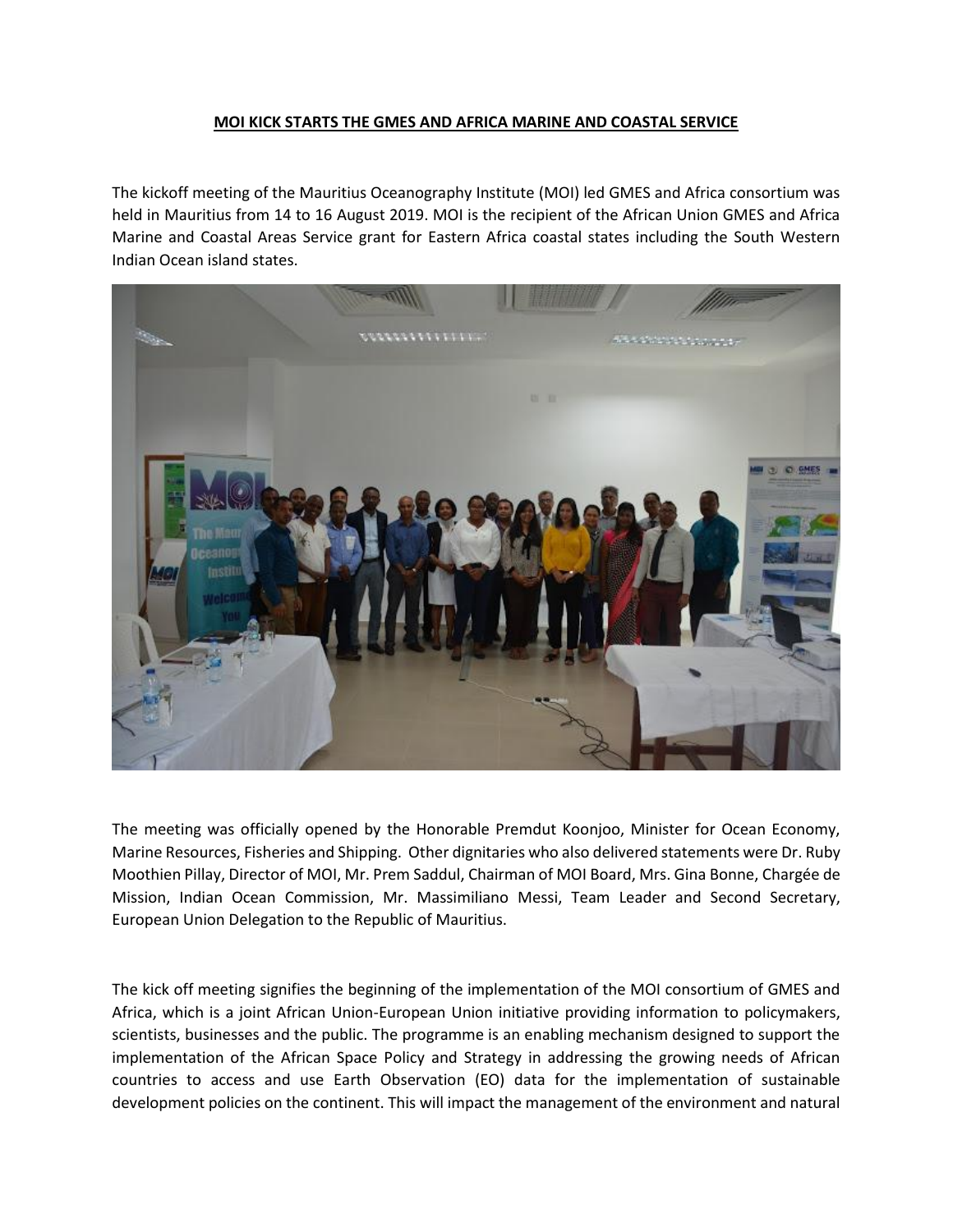**MOI KICK STARTS THE GMES AND AFRICA MARINE AND COASTAL SERVICE**

The kickoff meeting of the Mauritius Oceanography Institute (MOI) led GMES and Africa consortium was held in Mauritius from 14 to 16 August 2019. MOI is the recipient of the African Union GMES and Africa Marine and Coastal Areas Service grant for Eastern Africa coastal states including the South Western Indian Ocean island states.

The meeting was officially opened by the Honorable Premdut Koonjoo, Minister for Ocean Economy, Marine Resources, Fisheries and Shipping. Other dignitaries who also delivered statements were Dr. Ruby Moothien Pillay, Director of MOI, Mr. Prem Saddul, Chairman of MOI Board, Mrs. Gina Bonne, Chargée de Mission, Indian Ocean Commission, Mr. Massimiliano Messi, Team Leader and Second Secretary, European Union Delegation to the Republic of Mauritius.

The kick off meeting signifies the beginning of the implementation of the MOI consortium of GMES and Africa, which is a joint African Union-European Union initiative providing information to policymakers, scientists, businesses and the public. The programme is an enabling mechanism designed to support the implementation of the African Space Policy and Strategy in addressing the growing needs of African countries to access and use Earth Observation (EO) data for the implementation of sustainable development policies on the continent. This will impact the management of the environment and natural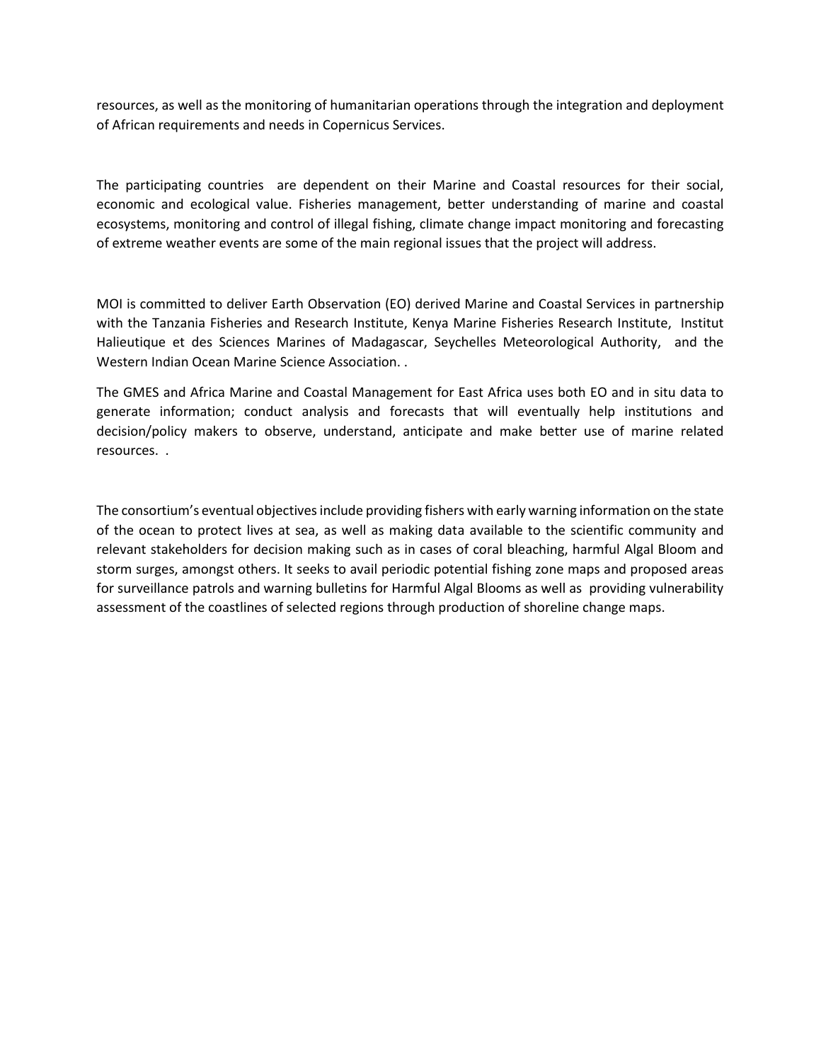resources, as well as the monitoring of humanitarian operations through the integration and deployment of African requirements and needs in Copernicus Services.

The participating countries are dependent on their Marine and Coastal resources for their social, economic and ecological value. Fisheries management, better understanding of marine and coastal ecosystems, monitoring and control of illegal fishing, climate change impact monitoring and forecasting of extreme weather events are some of the main regional issues that the project will address.

MOI is committed to deliver Earth Observation (EO) derived Marine and Coastal Services in partnership with the Tanzania Fisheries and Research Institute, Kenya Marine Fisheries Research Institute, Institut Halieutique et des Sciences Marines of Madagascar, Seychelles Meteorological Authority, and the Western Indian Ocean Marine Science Association. .

The GMES and Africa Marine and Coastal Management for East Africa uses both EO and in situ data to generate information; conduct analysis and forecasts that will eventually help institutions and decision/policy makers to observe, understand, anticipate and make better use of marine related resources. .

The consortium's eventual objectives include providing fishers with early warning information on the state of the ocean to protect lives at sea, as well as making data available to the scientific community and relevant stakeholders for decision making such as in cases of coral bleaching, harmful Algal Bloom and storm surges, amongst others. It seeks to avail periodic potential fishing zone maps and proposed areas for surveillance patrols and warning bulletins for Harmful Algal Blooms as well as providing vulnerability assessment of the coastlines of selected regions through production of shoreline change maps.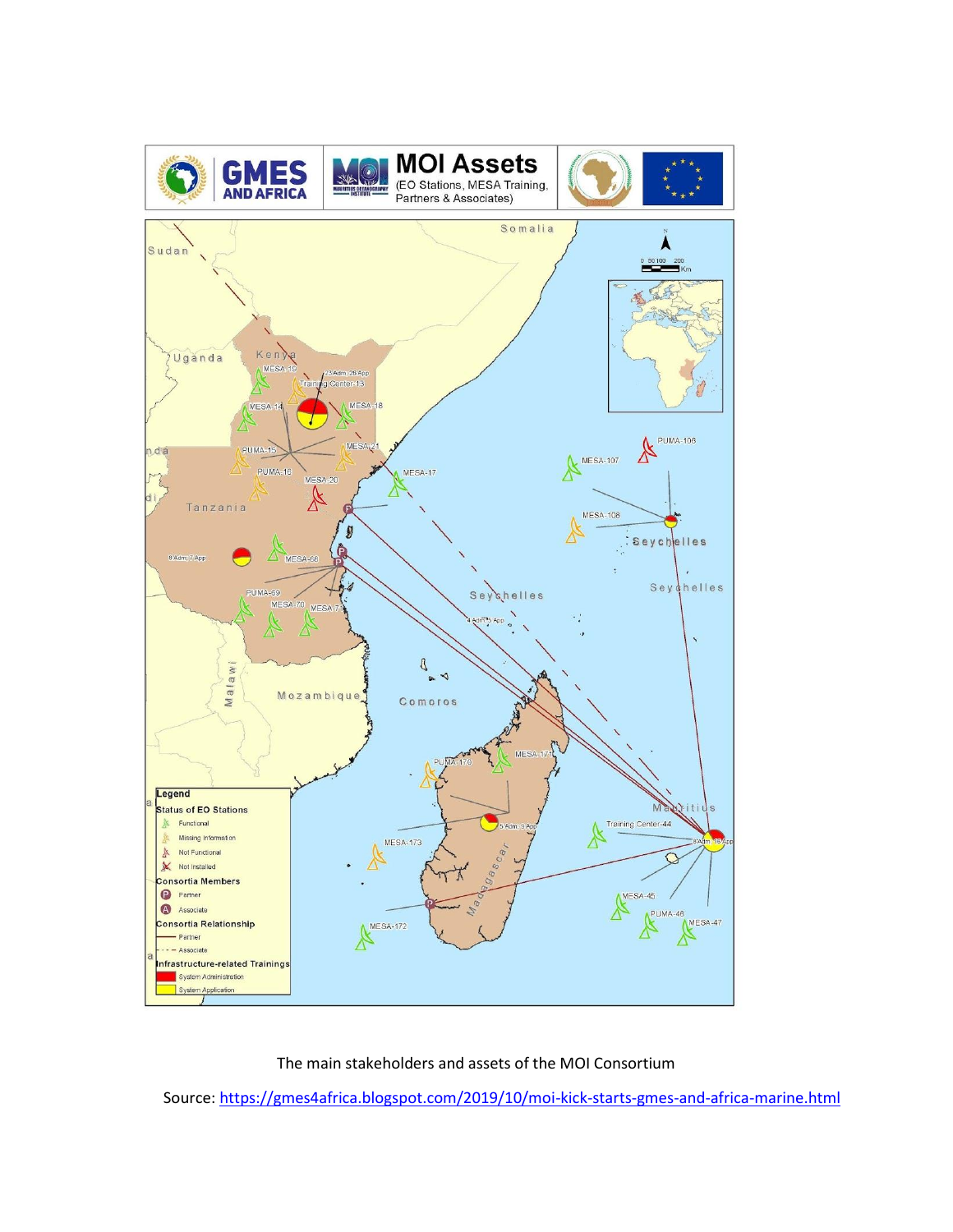MOI Assets
(EO Stations, MESA Training, Partners & Associates)

GMES AND AFRICA

Legend

Status of EO Stations
Functional
Missing information
Not Functional
Not Installed

Consortia Members
P Partner
A Associate

Consortia Relationship
Partner
Associate

Infrastructure-related Trainings
System Administration
System Application

The main stakeholders and assets of the MOI Consortium

Source: https://gmes4africa.blogspot.com/2019/10/moi-kick-starts-gmes-and-africa-marine.html